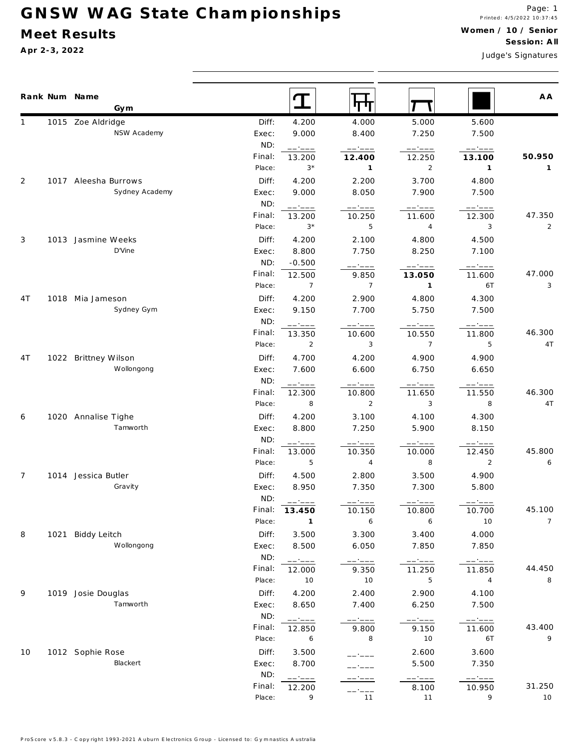# GNSW WAG State Championships

## Meet Results

**Apr 2-3, 2022**

**Women / 10 / Senior**
**Session: All**

Judge's Signatures

| Rank | Num | Name / Gym | | Vault | Bars | Beam | Floor | AA |
|---|---|---|---|---|---|---|---|---|
| 1 | 1015 | Zoe Aldridge | Diff: | 4.200 | 4.000 | 5.000 | 5.600 | |
| | | NSW Academy | Exec: | 9.000 | 8.400 | 7.250 | 7.500 | |
| | | | ND: | __.___ | __.___ | __.___ | __.___ | |
| | | | Final: | 13.200 | **12.400** | 12.250 | **13.100** | **50.950** |
| | | | Place: | 3* | **1** | 2 | **1** | **1** |
| 2 | 1017 | Aleesha Burrows | Diff: | 4.200 | 2.200 | 3.700 | 4.800 | |
| | | Sydney Academy | Exec: | 9.000 | 8.050 | 7.900 | 7.500 | |
| | | | ND: | __.___ | __.___ | __.___ | __.___ | |
| | | | Final: | 13.200 | 10.250 | 11.600 | 12.300 | 47.350 |
| | | | Place: | 3* | 5 | 4 | 3 | 2 |
| 3 | 1013 | Jasmine Weeks | Diff: | 4.200 | 2.100 | 4.800 | 4.500 | |
| | | D'Vine | Exec: | 8.800 | 7.750 | 8.250 | 7.100 | |
| | | | ND: | -0.500 | __.___ | __.___ | __.___ | |
| | | | Final: | 12.500 | 9.850 | **13.050** | 11.600 | 47.000 |
| | | | Place: | 7 | 7 | **1** | 6T | 3 |
| 4T | 1018 | Mia Jameson | Diff: | 4.200 | 2.900 | 4.800 | 4.300 | |
| | | Sydney Gym | Exec: | 9.150 | 7.700 | 5.750 | 7.500 | |
| | | | ND: | __.___ | __.___ | __.___ | __.___ | |
| | | | Final: | 13.350 | 10.600 | 10.550 | 11.800 | 46.300 |
| | | | Place: | 2 | 3 | 7 | 5 | 4T |
| 4T | 1022 | Brittney Wilson | Diff: | 4.700 | 4.200 | 4.900 | 4.900 | |
| | | Wollongong | Exec: | 7.600 | 6.600 | 6.750 | 6.650 | |
| | | | ND: | __.___ | __.___ | __.___ | __.___ | |
| | | | Final: | 12.300 | 10.800 | 11.650 | 11.550 | 46.300 |
| | | | Place: | 8 | 2 | 3 | 8 | 4T |
| 6 | 1020 | Annalise Tighe | Diff: | 4.200 | 3.100 | 4.100 | 4.300 | |
| | | Tamworth | Exec: | 8.800 | 7.250 | 5.900 | 8.150 | |
| | | | ND: | __.___ | __.___ | __.___ | __.___ | |
| | | | Final: | 13.000 | 10.350 | 10.000 | 12.450 | 45.800 |
| | | | Place: | 5 | 4 | 8 | 2 | 6 |
| 7 | 1014 | Jessica Butler | Diff: | 4.500 | 2.800 | 3.500 | 4.900 | |
| | | Gravity | Exec: | 8.950 | 7.350 | 7.300 | 5.800 | |
| | | | ND: | __.___ | __.___ | __.___ | __.___ | |
| | | | Final: | **13.450** | 10.150 | 10.800 | 10.700 | 45.100 |
| | | | Place: | **1** | 6 | 6 | 10 | 7 |
| 8 | 1021 | Biddy Leitch | Diff: | 3.500 | 3.300 | 3.400 | 4.000 | |
| | | Wollongong | Exec: | 8.500 | 6.050 | 7.850 | 7.850 | |
| | | | ND: | __.___ | __.___ | __.___ | __.___ | |
| | | | Final: | 12.000 | 9.350 | 11.250 | 11.850 | 44.450 |
| | | | Place: | 10 | 10 | 5 | 4 | 8 |
| 9 | 1019 | Josie Douglas | Diff: | 4.200 | 2.400 | 2.900 | 4.100 | |
| | | Tamworth | Exec: | 8.650 | 7.400 | 6.250 | 7.500 | |
| | | | ND: | __.___ | __.___ | __.___ | __.___ | |
| | | | Final: | 12.850 | 9.800 | 9.150 | 11.600 | 43.400 |
| | | | Place: | 6 | 8 | 10 | 6T | 9 |
| 10 | 1012 | Sophie Rose | Diff: | 3.500 | __.___ | 2.600 | 3.600 | |
| | | Blackert | Exec: | 8.700 | __.___ | 5.500 | 7.350 | |
| | | | ND: | __.___ | __.___ | __.___ | __.___ | |
| | | | Final: | 12.200 | __.___ | 8.100 | 10.950 | 31.250 |
| | | | Place: | 9 | 11 | 11 | 9 | 10 |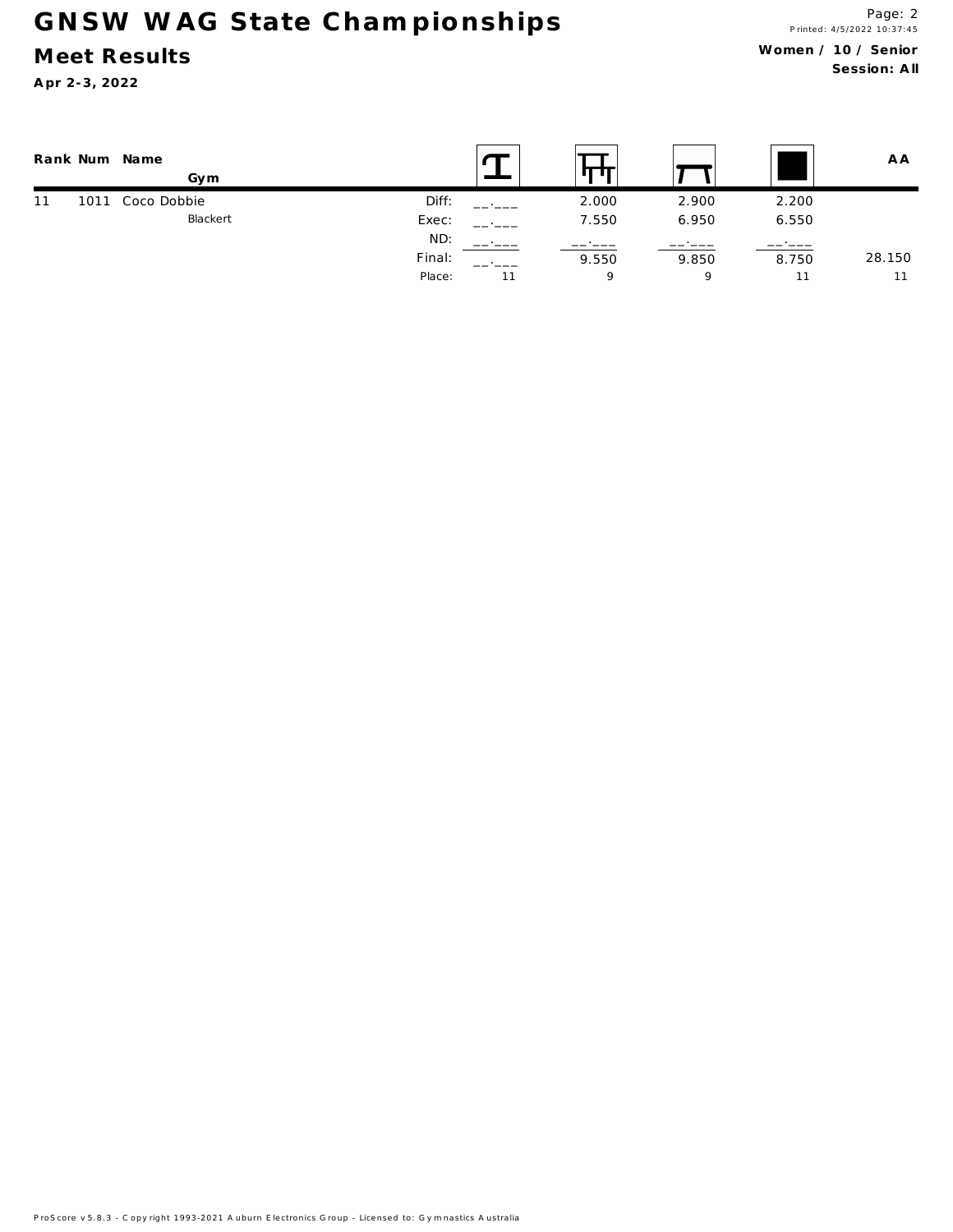# GNSW WAG State Championships

## Meet Results

**Apr 2-3, 2022**

**Women / 10 / Senior**
**Session: All**

| Rank | Num | Name / Gym | | Vault | Uneven Bars | Beam | Floor | AA |
|---|---|---|---|---|---|---|---|---|
| 11 | 1011 | Coco Dobbie | Diff: | __.___ | 2.000 | 2.900 | 2.200 | |
| | | Blackert | Exec: | __.___ | 7.550 | 6.950 | 6.550 | |
| | | | ND: | __.___ | __.___ | __.___ | __.___ | |
| | | | Final: | __.___ | 9.550 | 9.850 | 8.750 | 28.150 |
| | | | Place: | 11 | 9 | 9 | 11 | 11 |